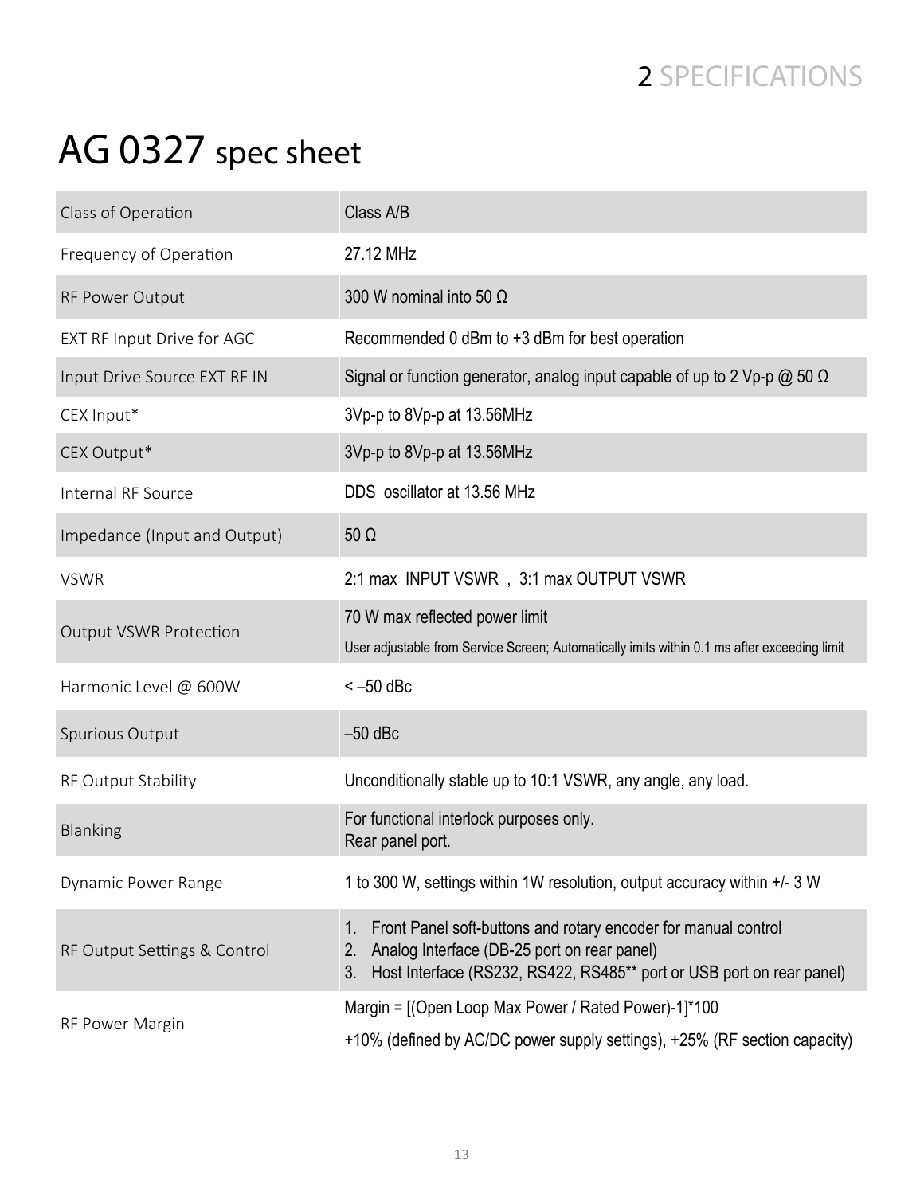# AG 0327 spec sheet

| | |
|---|---|
| Class of Operation | Class A/B |
| Frequency of Operation | 27.12 MHz |
| RF Power Output | 300 W nominal into 50 Ω |
| EXT RF Input Drive for AGC | Recommended 0 dBm to +3 dBm for best operation |
| Input Drive Source EXT RF IN | Signal or function generator, analog input capable of up to 2 Vp-p @ 50 Ω |
| CEX Input* | 3Vp-p to 8Vp-p at 13.56MHz |
| CEX Output* | 3Vp-p to 8Vp-p at 13.56MHz |
| Internal RF Source | DDS oscillator at 13.56 MHz |
| Impedance (Input and Output) | 50 Ω |
| VSWR | 2:1 max INPUT VSWR , 3:1 max OUTPUT VSWR |
| Output VSWR Protection | 70 W max reflected power limit<br>User adjustable from Service Screen; Automatically imits within 0.1 ms after exceeding limit |
| Harmonic Level @ 600W | < –50 dBc |
| Spurious Output | –50 dBc |
| RF Output Stability | Unconditionally stable up to 10:1 VSWR, any angle, any load. |
| Blanking | For functional interlock purposes only.<br>Rear panel port. |
| Dynamic Power Range | 1 to 300 W, settings within 1W resolution, output accuracy within +/- 3 W |
| RF Output Settings & Control | 1. Front Panel soft-buttons and rotary encoder for manual control<br>2. Analog Interface (DB-25 port on rear panel)<br>3. Host Interface (RS232, RS422, RS485** port or USB port on rear panel) |
| RF Power Margin | Margin = [(Open Loop Max Power / Rated Power)-1]*100<br>+10% (defined by AC/DC power supply settings), +25% (RF section capacity) |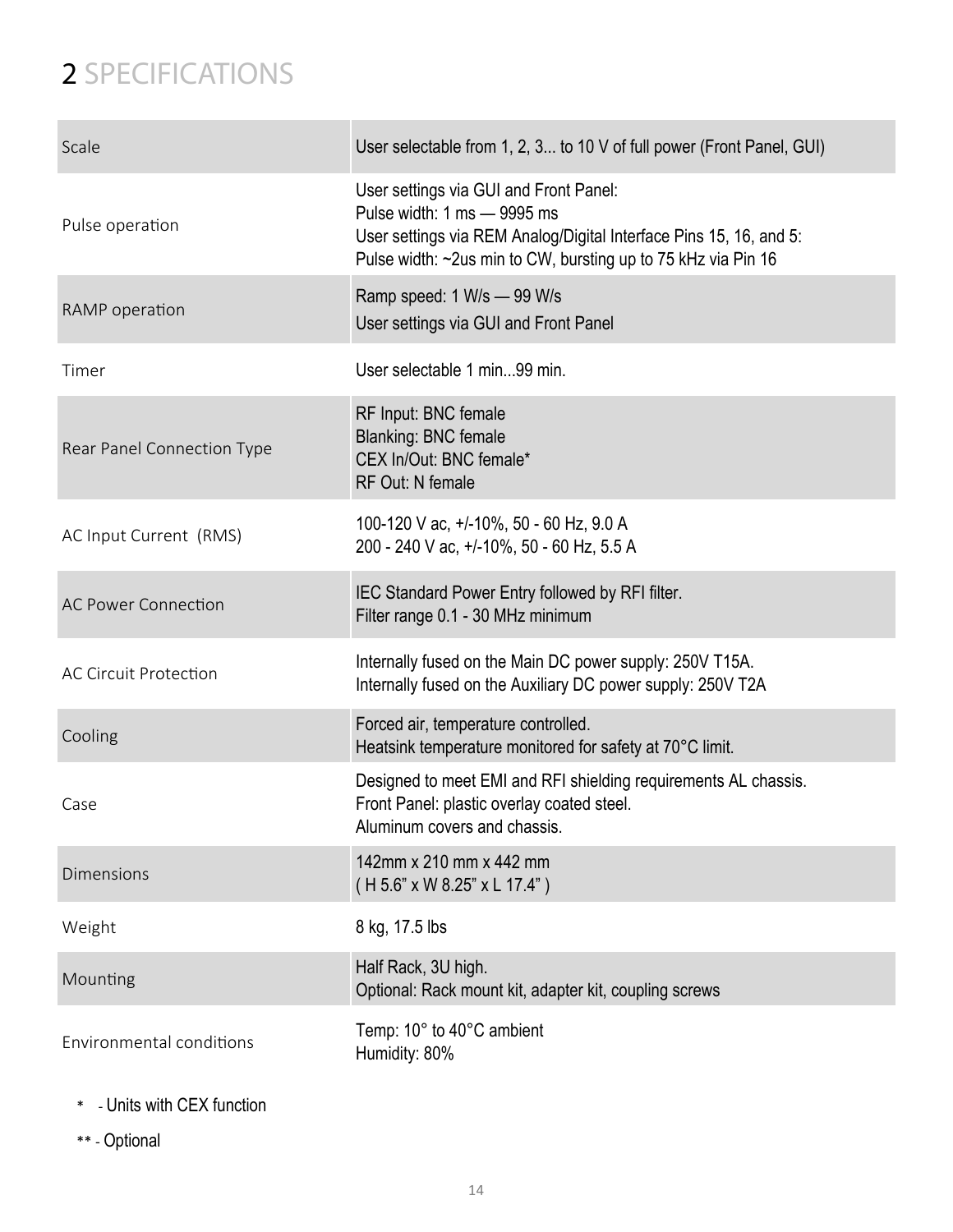# 2 SPECIFICATIONS

| | |
|---|---|
| Scale | User selectable from 1, 2, 3... to 10 V of full power (Front Panel, GUI) |
| Pulse operation | User settings via GUI and Front Panel:<br>Pulse width: 1 ms — 9995 ms<br>User settings via REM Analog/Digital Interface Pins 15, 16, and 5:<br>Pulse width: ~2us min to CW, bursting up to 75 kHz via Pin 16 |
| RAMP operation | Ramp speed: 1 W/s — 99 W/s<br>User settings via GUI and Front Panel |
| Timer | User selectable 1 min...99 min. |
| Rear Panel Connection Type | RF Input: BNC female<br>Blanking: BNC female<br>CEX In/Out: BNC female*<br>RF Out: N female |
| AC Input Current (RMS) | 100-120 V ac, +/-10%, 50 - 60 Hz, 9.0 A<br>200 - 240 V ac, +/-10%, 50 - 60 Hz, 5.5 A |
| AC Power Connection | IEC Standard Power Entry followed by RFI filter.<br>Filter range 0.1 - 30 MHz minimum |
| AC Circuit Protection | Internally fused on the Main DC power supply: 250V T15A.<br>Internally fused on the Auxiliary DC power supply: 250V T2A |
| Cooling | Forced air, temperature controlled.<br>Heatsink temperature monitored for safety at 70°C limit. |
| Case | Designed to meet EMI and RFI shielding requirements AL chassis.<br>Front Panel: plastic overlay coated steel.<br>Aluminum covers and chassis. |
| Dimensions | 142mm x 210 mm x 442 mm<br>( H 5.6" x W 8.25" x L 17.4" ) |
| Weight | 8 kg, 17.5 lbs |
| Mounting | Half Rack, 3U high.<br>Optional: Rack mount kit, adapter kit, coupling screws |
| Environmental conditions | Temp: 10° to 40°C ambient<br>Humidity: 80% |

* - Units with CEX function

** - Optional